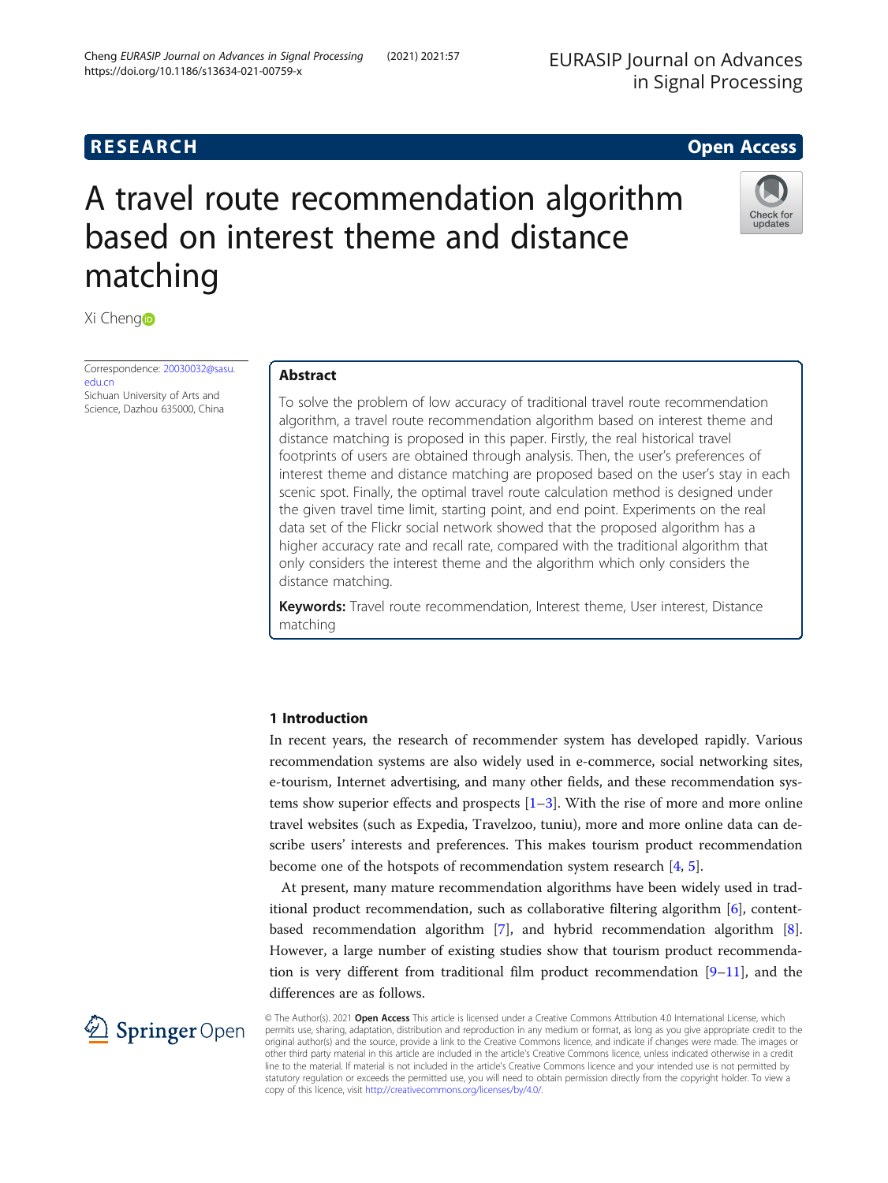RESEARCH

Open Access

# A travel route recommendation algorithm based on interest theme and distance matching

Xi Cheng

Correspondence: 20030032@sasu.edu.cn
Sichuan University of Arts and Science, Dazhou 635000, China

## Abstract

To solve the problem of low accuracy of traditional travel route recommendation algorithm, a travel route recommendation algorithm based on interest theme and distance matching is proposed in this paper. Firstly, the real historical travel footprints of users are obtained through analysis. Then, the user's preferences of interest theme and distance matching are proposed based on the user's stay in each scenic spot. Finally, the optimal travel route calculation method is designed under the given travel time limit, starting point, and end point. Experiments on the real data set of the Flickr social network showed that the proposed algorithm has a higher accuracy rate and recall rate, compared with the traditional algorithm that only considers the interest theme and the algorithm which only considers the distance matching.

**Keywords:** Travel route recommendation, Interest theme, User interest, Distance matching

## 1 Introduction

In recent years, the research of recommender system has developed rapidly. Various recommendation systems are also widely used in e-commerce, social networking sites, e-tourism, Internet advertising, and many other fields, and these recommendation systems show superior effects and prospects [1–3]. With the rise of more and more online travel websites (such as Expedia, Travelzoo, tuniu), more and more online data can describe users' interests and preferences. This makes tourism product recommendation become one of the hotspots of recommendation system research [4, 5].

At present, many mature recommendation algorithms have been widely used in traditional product recommendation, such as collaborative filtering algorithm [6], content-based recommendation algorithm [7], and hybrid recommendation algorithm [8]. However, a large number of existing studies show that tourism product recommendation is very different from traditional film product recommendation [9–11], and the differences are as follows.

© The Author(s). 2021 **Open Access** This article is licensed under a Creative Commons Attribution 4.0 International License, which permits use, sharing, adaptation, distribution and reproduction in any medium or format, as long as you give appropriate credit to the original author(s) and the source, provide a link to the Creative Commons licence, and indicate if changes were made. The images or other third party material in this article are included in the article's Creative Commons licence, unless indicated otherwise in a credit line to the material. If material is not included in the article's Creative Commons licence and your intended use is not permitted by statutory regulation or exceeds the permitted use, you will need to obtain permission directly from the copyright holder. To view a copy of this licence, visit http://creativecommons.org/licenses/by/4.0/.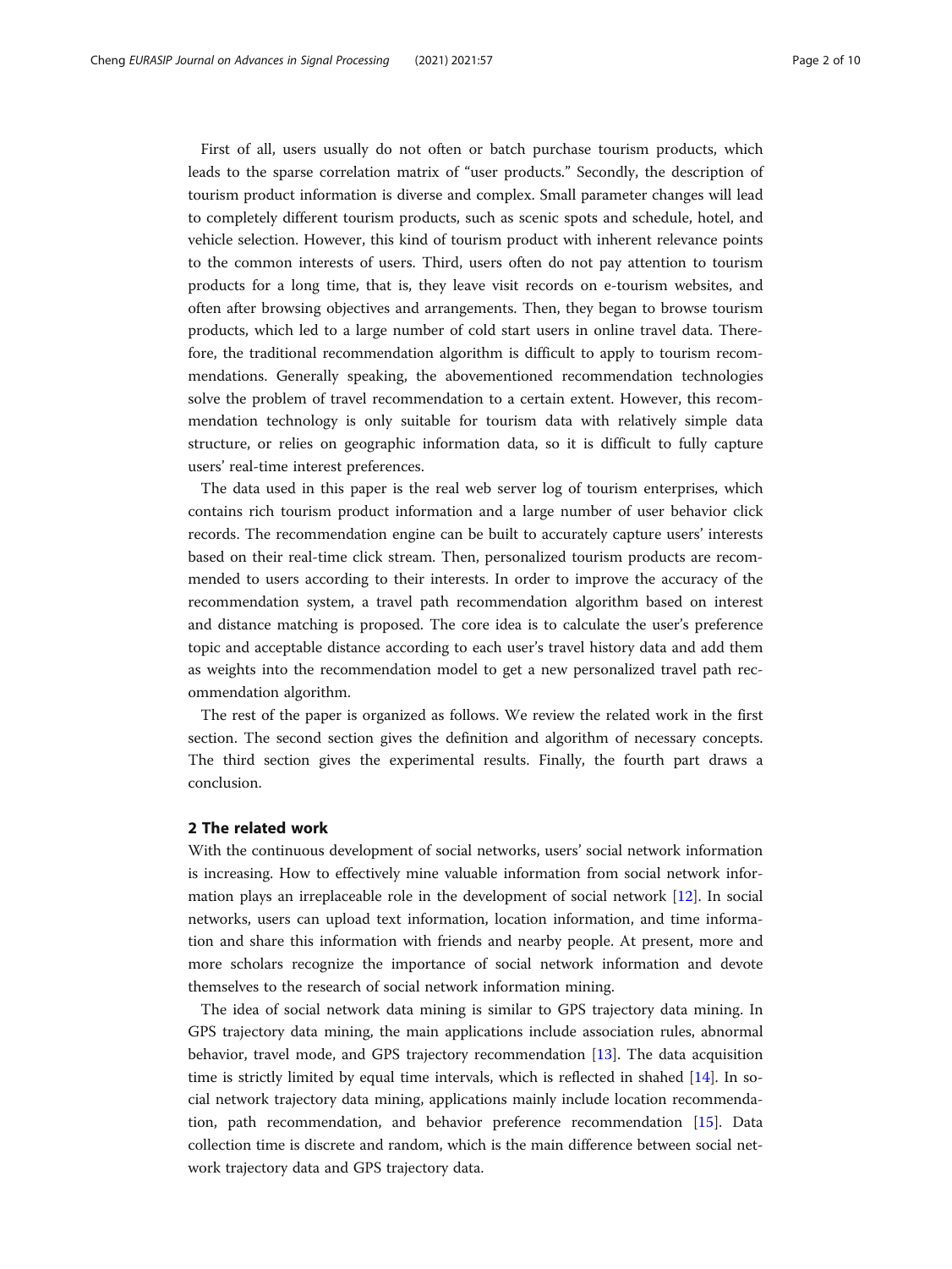First of all, users usually do not often or batch purchase tourism products, which leads to the sparse correlation matrix of "user products." Secondly, the description of tourism product information is diverse and complex. Small parameter changes will lead to completely different tourism products, such as scenic spots and schedule, hotel, and vehicle selection. However, this kind of tourism product with inherent relevance points to the common interests of users. Third, users often do not pay attention to tourism products for a long time, that is, they leave visit records on e-tourism websites, and often after browsing objectives and arrangements. Then, they began to browse tourism products, which led to a large number of cold start users in online travel data. Therefore, the traditional recommendation algorithm is difficult to apply to tourism recommendations. Generally speaking, the abovementioned recommendation technologies solve the problem of travel recommendation to a certain extent. However, this recommendation technology is only suitable for tourism data with relatively simple data structure, or relies on geographic information data, so it is difficult to fully capture users' real-time interest preferences.

The data used in this paper is the real web server log of tourism enterprises, which contains rich tourism product information and a large number of user behavior click records. The recommendation engine can be built to accurately capture users' interests based on their real-time click stream. Then, personalized tourism products are recommended to users according to their interests. In order to improve the accuracy of the recommendation system, a travel path recommendation algorithm based on interest and distance matching is proposed. The core idea is to calculate the user's preference topic and acceptable distance according to each user's travel history data and add them as weights into the recommendation model to get a new personalized travel path recommendation algorithm.

The rest of the paper is organized as follows. We review the related work in the first section. The second section gives the definition and algorithm of necessary concepts. The third section gives the experimental results. Finally, the fourth part draws a conclusion.

## 2 The related work

With the continuous development of social networks, users' social network information is increasing. How to effectively mine valuable information from social network information plays an irreplaceable role in the development of social network [12]. In social networks, users can upload text information, location information, and time information and share this information with friends and nearby people. At present, more and more scholars recognize the importance of social network information and devote themselves to the research of social network information mining.

The idea of social network data mining is similar to GPS trajectory data mining. In GPS trajectory data mining, the main applications include association rules, abnormal behavior, travel mode, and GPS trajectory recommendation [13]. The data acquisition time is strictly limited by equal time intervals, which is reflected in shahed [14]. In social network trajectory data mining, applications mainly include location recommendation, path recommendation, and behavior preference recommendation [15]. Data collection time is discrete and random, which is the main difference between social network trajectory data and GPS trajectory data.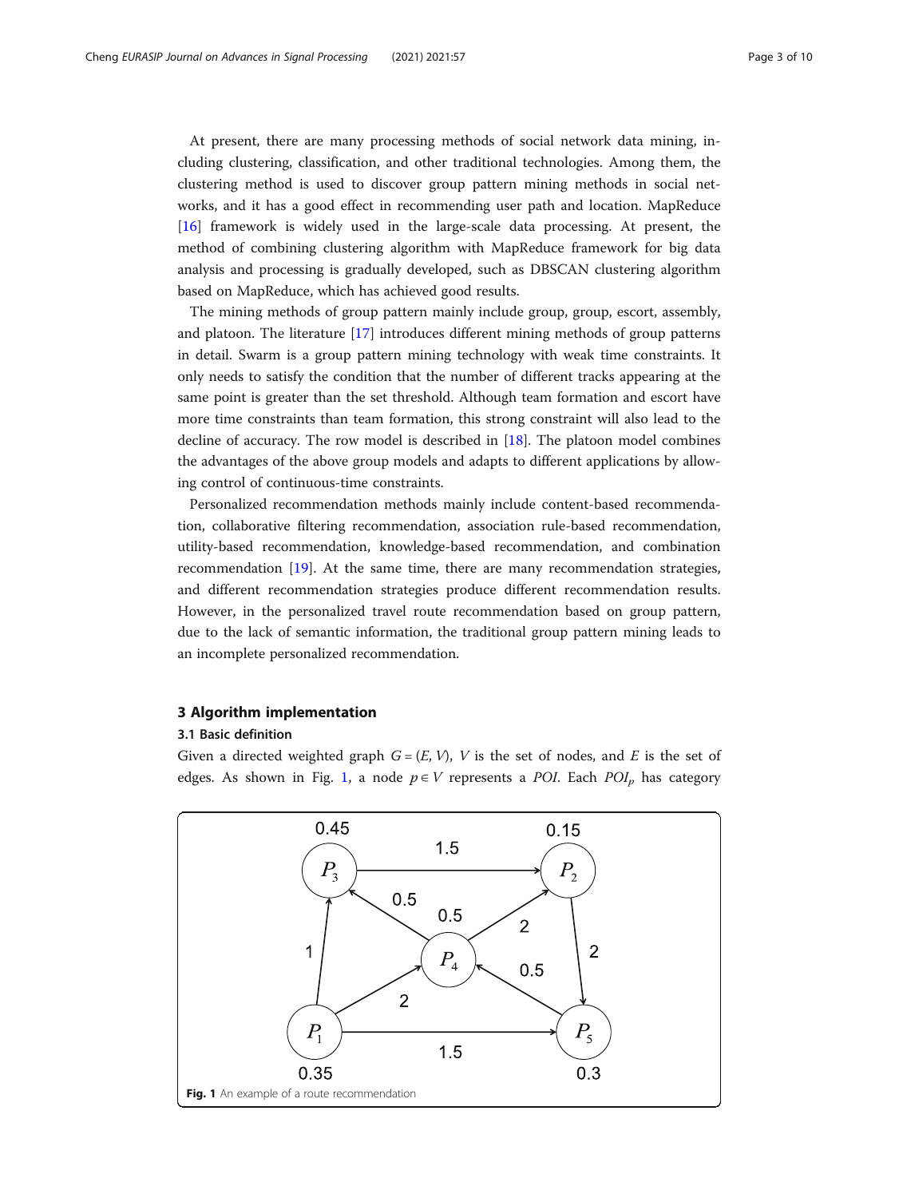At present, there are many processing methods of social network data mining, including clustering, classification, and other traditional technologies. Among them, the clustering method is used to discover group pattern mining methods in social networks, and it has a good effect in recommending user path and location. MapReduce [16] framework is widely used in the large-scale data processing. At present, the method of combining clustering algorithm with MapReduce framework for big data analysis and processing is gradually developed, such as DBSCAN clustering algorithm based on MapReduce, which has achieved good results.

The mining methods of group pattern mainly include group, group, escort, assembly, and platoon. The literature [17] introduces different mining methods of group patterns in detail. Swarm is a group pattern mining technology with weak time constraints. It only needs to satisfy the condition that the number of different tracks appearing at the same point is greater than the set threshold. Although team formation and escort have more time constraints than team formation, this strong constraint will also lead to the decline of accuracy. The row model is described in [18]. The platoon model combines the advantages of the above group models and adapts to different applications by allowing control of continuous-time constraints.

Personalized recommendation methods mainly include content-based recommendation, collaborative filtering recommendation, association rule-based recommendation, utility-based recommendation, knowledge-based recommendation, and combination recommendation [19]. At the same time, there are many recommendation strategies, and different recommendation strategies produce different recommendation results. However, in the personalized travel route recommendation based on group pattern, due to the lack of semantic information, the traditional group pattern mining leads to an incomplete personalized recommendation.

## 3 Algorithm implementation

### 3.1 Basic definition

Given a directed weighted graph $G = (E, V)$, $V$ is the set of nodes, and $E$ is the set of edges. As shown in Fig. 1, a node $p \in V$ represents a *POI*. Each $POI_p$ has category

**Fig. 1** An example of a route recommendation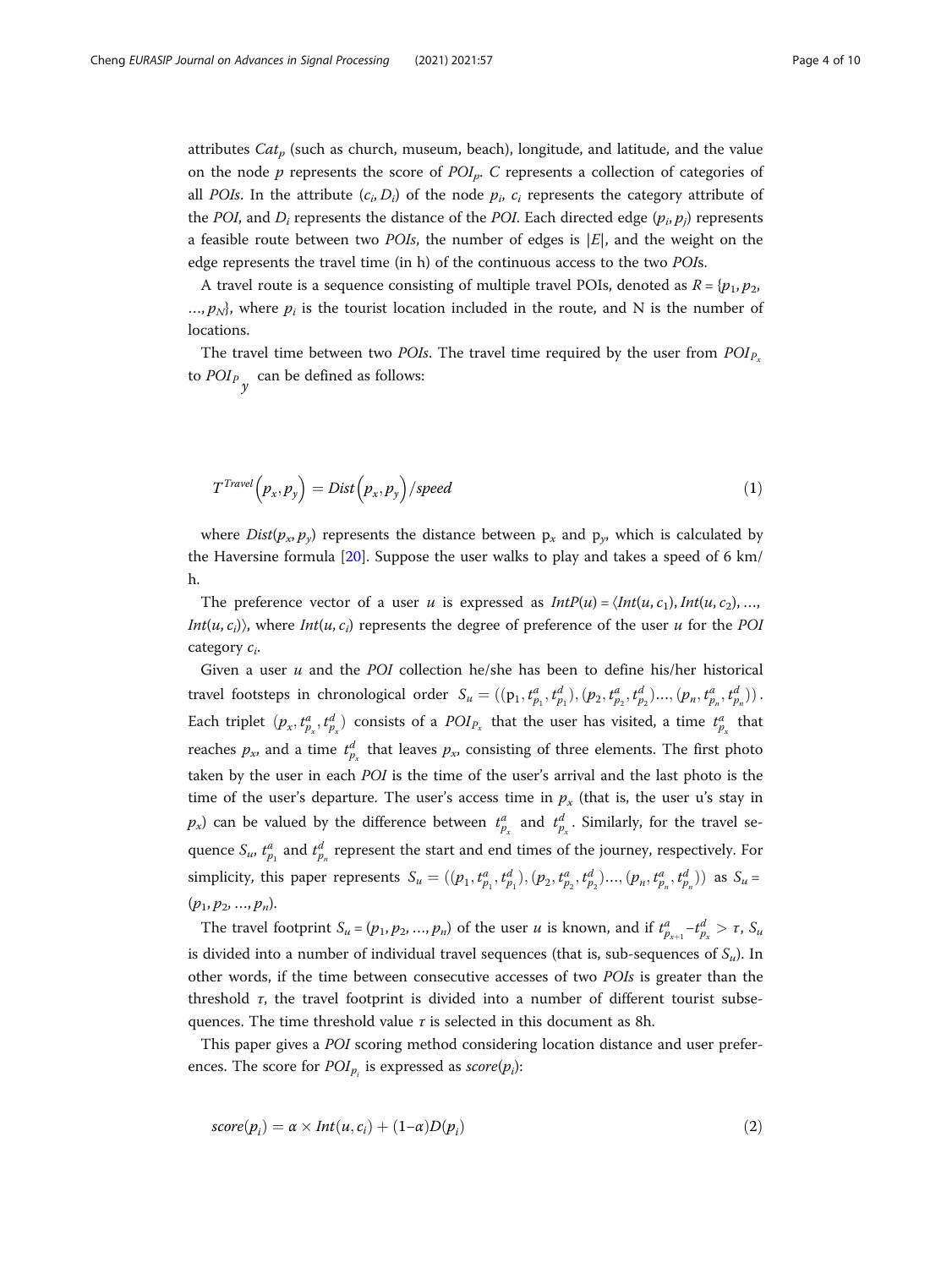attributes $Cat_p$ (such as church, museum, beach), longitude, and latitude, and the value on the node $p$ represents the score of $POI_p$. $C$ represents a collection of categories of all *POIs*. In the attribute $(c_i, D_i)$ of the node $p_i$, $c_i$ represents the category attribute of the *POI*, and $D_i$ represents the distance of the *POI*. Each directed edge $(p_i, p_j)$ represents a feasible route between two *POIs*, the number of edges is $|E|$, and the weight on the edge represents the travel time (in h) of the continuous access to the two *POI*s.

A travel route is a sequence consisting of multiple travel POIs, denoted as $R = \{p_1, p_2, \ldots, p_N\}$, where $p_i$ is the tourist location included in the route, and N is the number of locations.

The travel time between two *POIs*. The travel time required by the user from $POI_{P_x}$ to $POI_{P_y}$ can be defined as follows:

$$T^{Travel}\left(p_x, p_y\right) = Dist\left(p_x, p_y\right)/speed \tag{1}$$

where $Dist(p_x, p_y)$ represents the distance between $p_x$ and $p_y$, which is calculated by the Haversine formula [20]. Suppose the user walks to play and takes a speed of 6 km/h.

The preference vector of a user $u$ is expressed as $IntP(u) = \langle Int(u, c_1), Int(u, c_2), \ldots, Int(u, c_i)\rangle$, where $Int(u, c_i)$ represents the degree of preference of the user $u$ for the *POI* category $c_i$.

Given a user $u$ and the *POI* collection he/she has been to define his/her historical travel footsteps in chronological order $S_u = ((p_1, t^a_{p_1}, t^d_{p_1}), (p_2, t^a_{p_2}, t^d_{p_2})\ldots, (p_n, t^a_{p_n}, t^d_{p_n}))$. Each triplet $(p_x, t^a_{p_x}, t^d_{p_x})$ consists of a $POI_{P_x}$ that the user has visited, a time $t^a_{p_x}$ that reaches $p_x$, and a time $t^d_{p_x}$ that leaves $p_x$, consisting of three elements. The first photo taken by the user in each *POI* is the time of the user's arrival and the last photo is the time of the user's departure. The user's access time in $p_x$ (that is, the user u's stay in $p_x$) can be valued by the difference between $t^a_{p_x}$ and $t^d_{p_x}$. Similarly, for the travel sequence $S_u$, $t^a_{p_1}$ and $t^d_{p_n}$ represent the start and end times of the journey, respectively. For simplicity, this paper represents $S_u = ((p_1, t^a_{p_1}, t^d_{p_1}), (p_2, t^a_{p_2}, t^d_{p_2})\ldots, (p_n, t^a_{p_n}, t^d_{p_n}))$ as $S_u = (p_1, p_2, \ldots, p_n)$.

The travel footprint $S_u = (p_1, p_2, \ldots, p_n)$ of the user $u$ is known, and if $t^a_{p_{x+1}} - t^d_{p_x} > \tau$, $S_u$ is divided into a number of individual travel sequences (that is, sub-sequences of $S_u$). In other words, if the time between consecutive accesses of two *POIs* is greater than the threshold $\tau$, the travel footprint is divided into a number of different tourist subsequences. The time threshold value $\tau$ is selected in this document as 8h.

This paper gives a *POI* scoring method considering location distance and user preferences. The score for $POI_{p_i}$ is expressed as $score(p_i)$:

$$score(p_i) = \alpha \times Int(u, c_i) + (1-\alpha)D(p_i) \tag{2}$$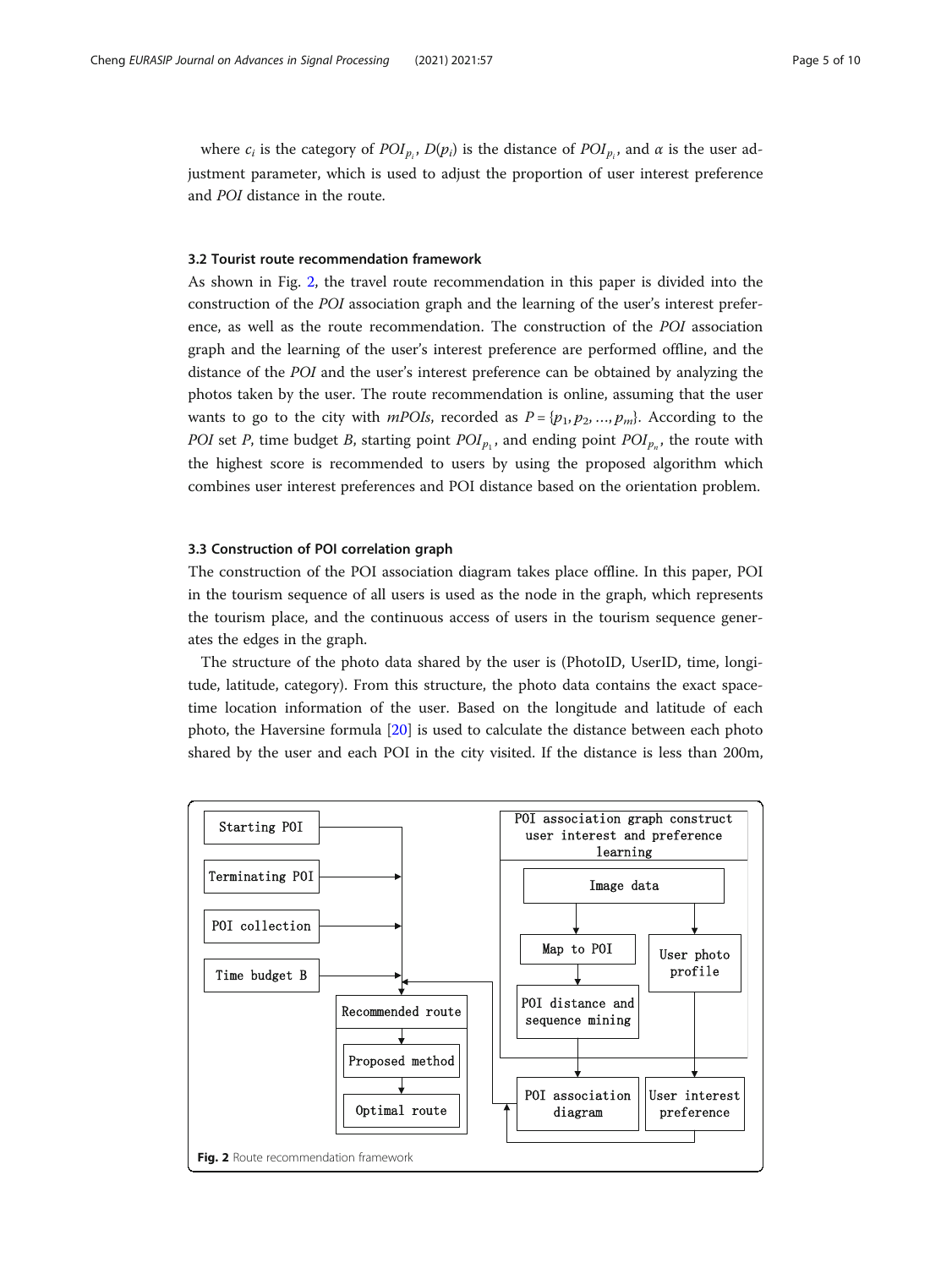where $c_i$ is the category of $POI_{p_i}$, $D(p_i)$ is the distance of $POI_{p_i}$, and $\alpha$ is the user adjustment parameter, which is used to adjust the proportion of user interest preference and *POI* distance in the route.

### 3.2 Tourist route recommendation framework

As shown in Fig. 2, the travel route recommendation in this paper is divided into the construction of the *POI* association graph and the learning of the user's interest preference, as well as the route recommendation. The construction of the *POI* association graph and the learning of the user's interest preference are performed offline, and the distance of the *POI* and the user's interest preference can be obtained by analyzing the photos taken by the user. The route recommendation is online, assuming that the user wants to go to the city with *mPOIs*, recorded as $P = \{p_1, p_2, \ldots, p_m\}$. According to the *POI* set *P*, time budget *B*, starting point $POI_{p_1}$, and ending point $POI_{p_n}$, the route with the highest score is recommended to users by using the proposed algorithm which combines user interest preferences and POI distance based on the orientation problem.

### 3.3 Construction of POI correlation graph

The construction of the POI association diagram takes place offline. In this paper, POI in the tourism sequence of all users is used as the node in the graph, which represents the tourism place, and the continuous access of users in the tourism sequence generates the edges in the graph.

The structure of the photo data shared by the user is (PhotoID, UserID, time, longitude, latitude, category). From this structure, the photo data contains the exact space-time location information of the user. Based on the longitude and latitude of each photo, the Haversine formula [20] is used to calculate the distance between each photo shared by the user and each POI in the city visited. If the distance is less than 200m,

Starting POI

Terminating POI

POI collection

Time budget B

Recommended route

Proposed method

Optimal route

POI association graph construct user interest and preference learning

Image data

Map to POI

User photo profile

POI distance and sequence mining

POI association diagram

User interest preference

**Fig. 2** Route recommendation framework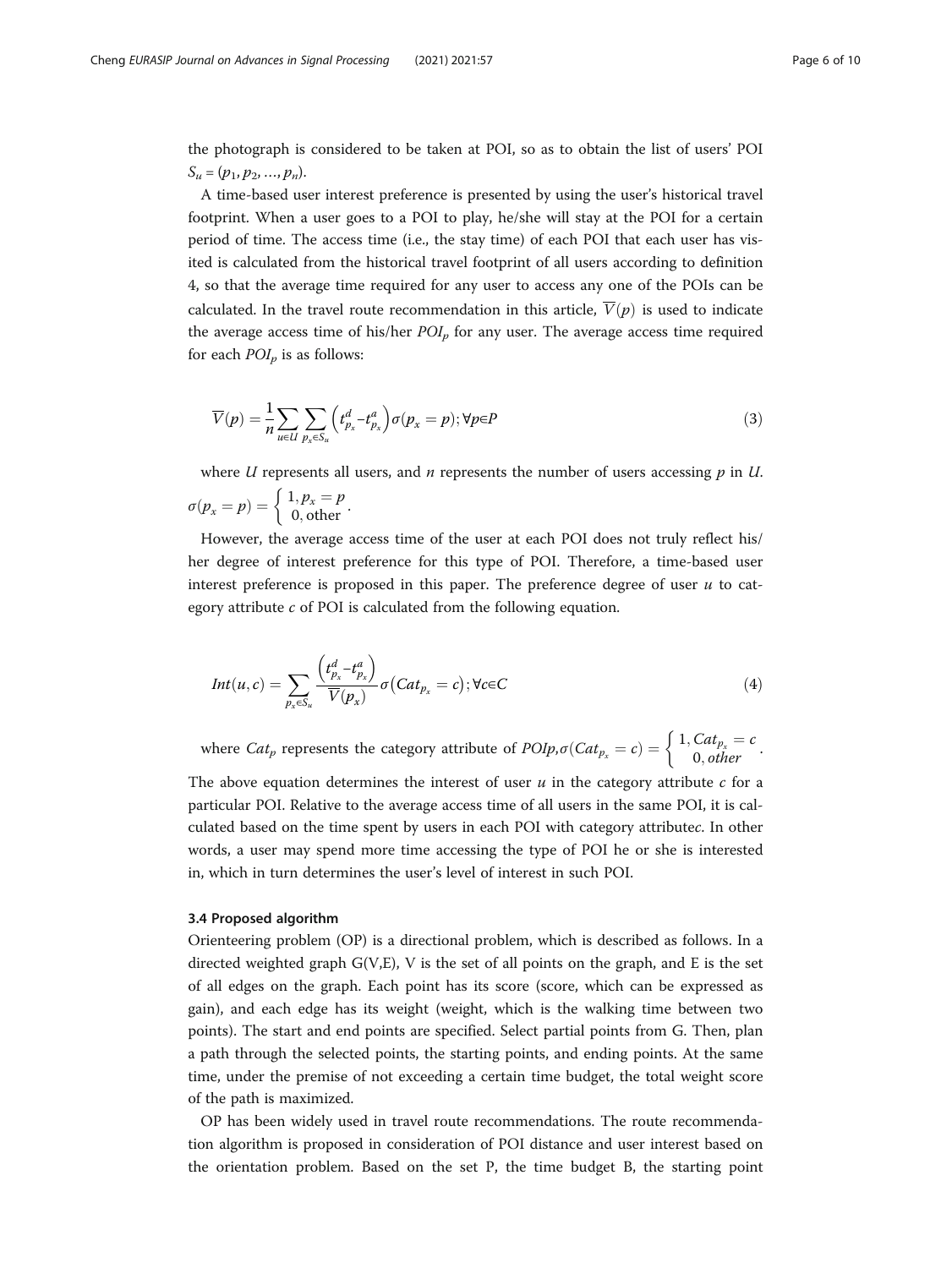the photograph is considered to be taken at POI, so as to obtain the list of users' POI $S_u = (p_1, p_2, \ldots, p_n)$.

A time-based user interest preference is presented by using the user's historical travel footprint. When a user goes to a POI to play, he/she will stay at the POI for a certain period of time. The access time (i.e., the stay time) of each POI that each user has visited is calculated from the historical travel footprint of all users according to definition 4, so that the average time required for any user to access any one of the POIs can be calculated. In the travel route recommendation in this article, $\overline{V}(p)$ is used to indicate the average access time of his/her $POI_p$ for any user. The average access time required for each $POI_p$ is as follows:

$$\overline{V}(p) = \frac{1}{n}\sum_{u \in U}\sum_{p_x \in S_u}\left(t^d_{p_x} - t^a_{p_x}\right)\sigma(p_x = p); \forall p \in P \tag{3}$$

where $U$ represents all users, and $n$ represents the number of users accessing $p$ in $U$. $\sigma(p_x = p) = \begin{cases} 1, p_x = p \\ 0, \text{other} \end{cases}$.

However, the average access time of the user at each POI does not truly reflect his/her degree of interest preference for this type of POI. Therefore, a time-based user interest preference is proposed in this paper. The preference degree of user $u$ to category attribute $c$ of POI is calculated from the following equation.

$$Int(u, c) = \sum_{p_x \in S_u} \frac{\left(t^d_{p_x} - t^a_{p_x}\right)}{\overline{V}(p_x)}\sigma\left(Cat_{p_x} = c\right); \forall c \in C \tag{4}$$

where $Cat_p$ represents the category attribute of $POIp$,$\sigma(Cat_{p_x} = c) = \begin{cases} 1, Cat_{p_x} = c \\ 0, other \end{cases}$.
The above equation determines the interest of user $u$ in the category attribute $c$ for a particular POI. Relative to the average access time of all users in the same POI, it is calculated based on the time spent by users in each POI with category attribute$c$. In other words, a user may spend more time accessing the type of POI he or she is interested in, which in turn determines the user's level of interest in such POI.

### 3.4 Proposed algorithm

Orienteering problem (OP) is a directional problem, which is described as follows. In a directed weighted graph G(V,E), V is the set of all points on the graph, and E is the set of all edges on the graph. Each point has its score (score, which can be expressed as gain), and each edge has its weight (weight, which is the walking time between two points). The start and end points are specified. Select partial points from G. Then, plan a path through the selected points, the starting points, and ending points. At the same time, under the premise of not exceeding a certain time budget, the total weight score of the path is maximized.

OP has been widely used in travel route recommendations. The route recommendation algorithm is proposed in consideration of POI distance and user interest based on the orientation problem. Based on the set P, the time budget B, the starting point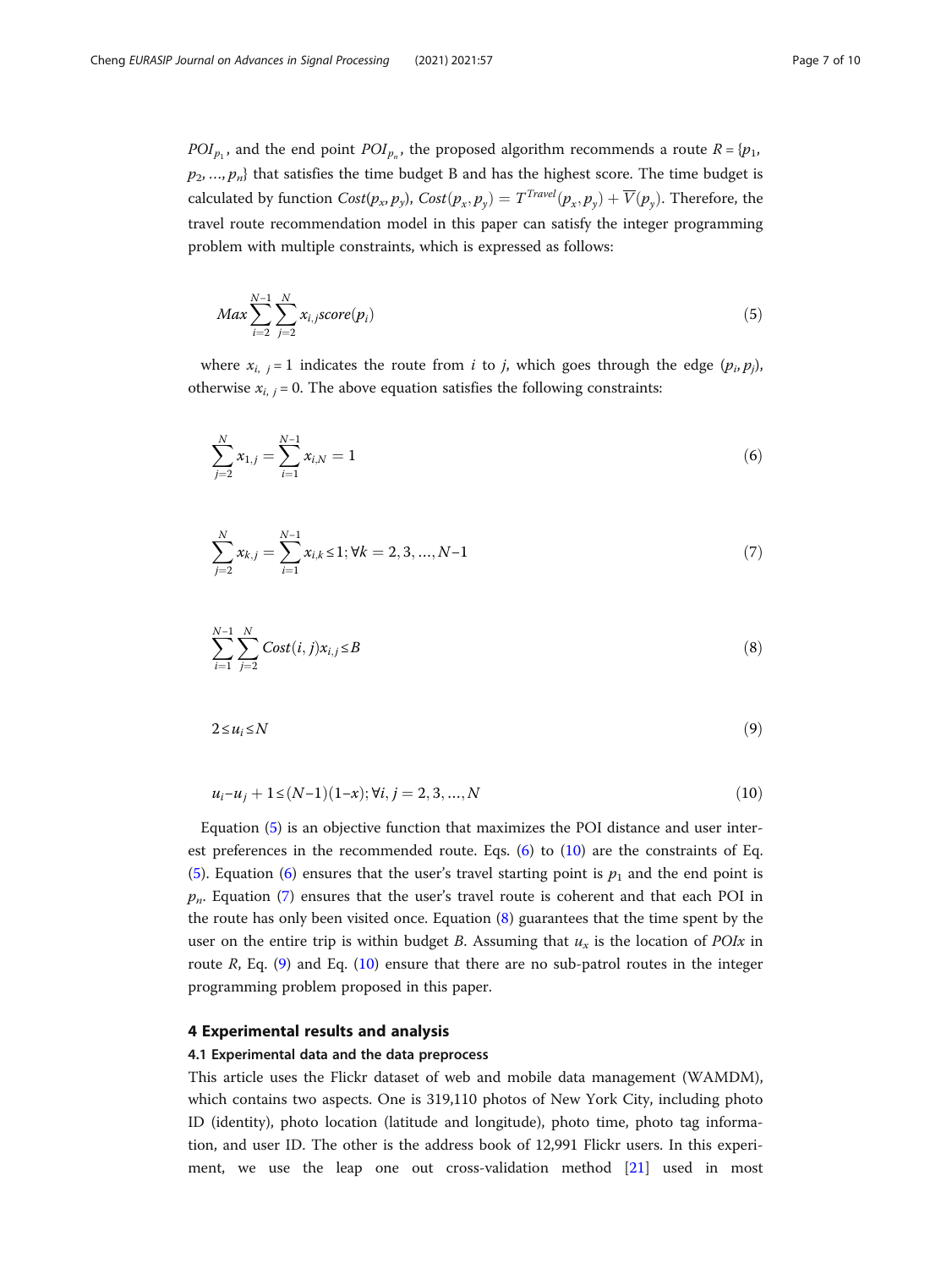$POI_{p_1}$, and the end point $POI_{p_n}$, the proposed algorithm recommends a route $R = \{p_1, p_2, \ldots, p_n\}$ that satisfies the time budget B and has the highest score. The time budget is calculated by function $Cost(p_x, p_y)$, $Cost(p_x, p_y) = T^{Travel}(p_x, p_y) + \overline{V}(p_y)$. Therefore, the travel route recommendation model in this paper can satisfy the integer programming problem with multiple constraints, which is expressed as follows:

$$Max \sum_{i=2}^{N-1} \sum_{j=2}^{N} x_{i,j} score(p_i) \tag{5}$$

where $x_{i,\ j} = 1$ indicates the route from $i$ to $j$, which goes through the edge $(p_i, p_j)$, otherwise $x_{i,\ j} = 0$. The above equation satisfies the following constraints:

$$\sum_{j=2}^{N} x_{1,j} = \sum_{i=1}^{N-1} x_{i,N} = 1 \tag{6}$$

$$\sum_{j=2}^{N} x_{k,j} = \sum_{i=1}^{N-1} x_{i,k} \leq 1; \forall k = 2, 3, \ldots, N-1 \tag{7}$$

$$\sum_{i=1}^{N-1} \sum_{j=2}^{N} Cost(i,j) x_{i,j} \leq B \tag{8}$$

$$2 \leq u_i \leq N \tag{9}$$

$$u_i - u_j + 1 \leq (N-1)(1-x); \forall i, j = 2, 3, \ldots, N \tag{10}$$

Equation (5) is an objective function that maximizes the POI distance and user interest preferences in the recommended route. Eqs. (6) to (10) are the constraints of Eq. (5). Equation (6) ensures that the user's travel starting point is $p_1$ and the end point is $p_n$. Equation (7) ensures that the user's travel route is coherent and that each POI in the route has only been visited once. Equation (8) guarantees that the time spent by the user on the entire trip is within budget $B$. Assuming that $u_x$ is the location of $POIx$ in route $R$, Eq. (9) and Eq. (10) ensure that there are no sub-patrol routes in the integer programming problem proposed in this paper.

## 4 Experimental results and analysis

### 4.1 Experimental data and the data preprocess

This article uses the Flickr dataset of web and mobile data management (WAMDM), which contains two aspects. One is 319,110 photos of New York City, including photo ID (identity), photo location (latitude and longitude), photo time, photo tag information, and user ID. The other is the address book of 12,991 Flickr users. In this experiment, we use the leap one out cross-validation method [21] used in most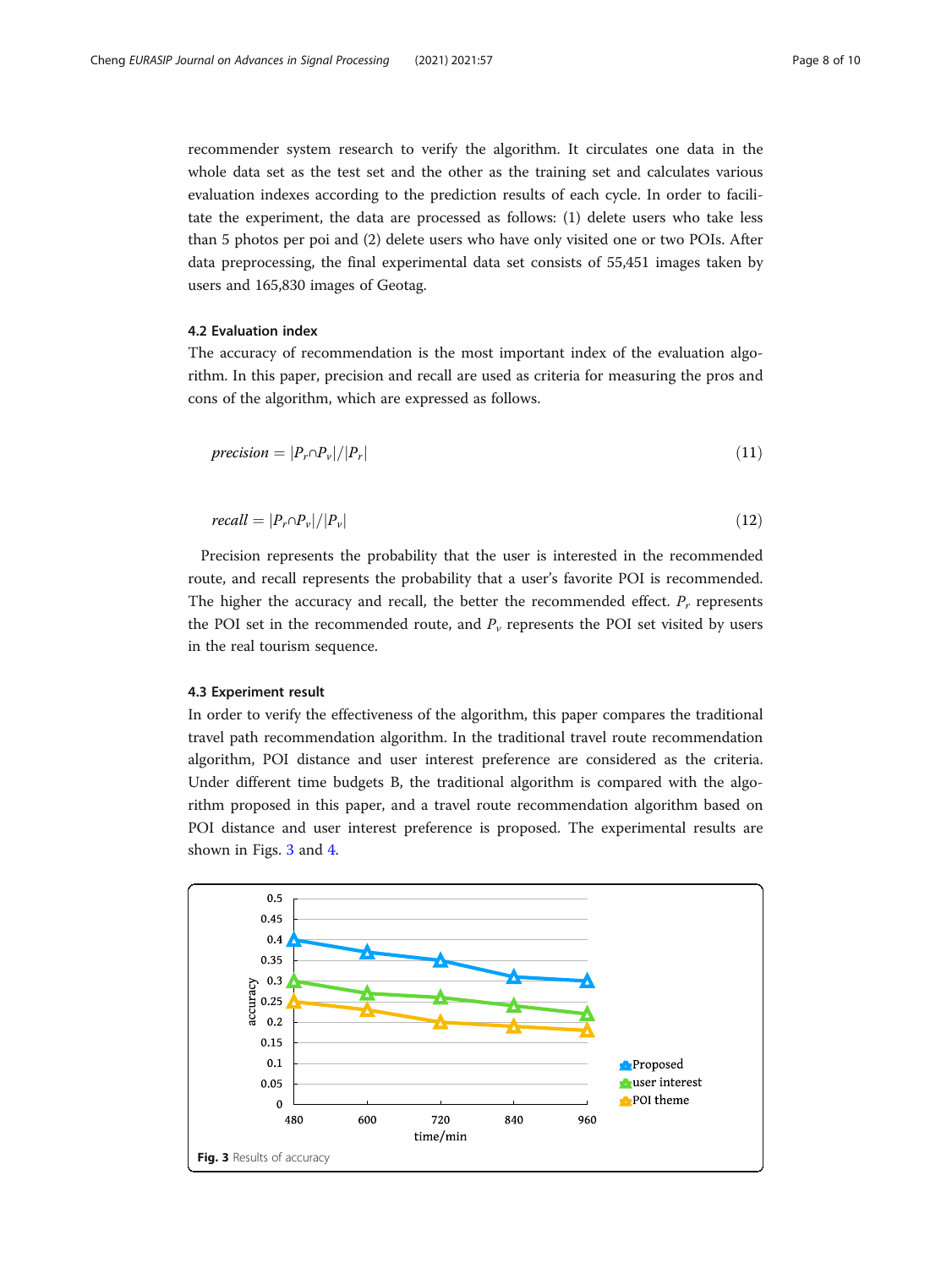recommender system research to verify the algorithm. It circulates one data in the whole data set as the test set and the other as the training set and calculates various evaluation indexes according to the prediction results of each cycle. In order to facilitate the experiment, the data are processed as follows: (1) delete users who take less than 5 photos per poi and (2) delete users who have only visited one or two POIs. After data preprocessing, the final experimental data set consists of 55,451 images taken by users and 165,830 images of Geotag.

### 4.2 Evaluation index

The accuracy of recommendation is the most important index of the evaluation algorithm. In this paper, precision and recall are used as criteria for measuring the pros and cons of the algorithm, which are expressed as follows.

$$precision = |P_r \cap P_v| / |P_r| \tag{11}$$

$$recall = |P_r \cap P_v| / |P_v| \tag{12}$$

Precision represents the probability that the user is interested in the recommended route, and recall represents the probability that a user's favorite POI is recommended. The higher the accuracy and recall, the better the recommended effect. $P_r$ represents the POI set in the recommended route, and $P_v$ represents the POI set visited by users in the real tourism sequence.

### 4.3 Experiment result

In order to verify the effectiveness of the algorithm, this paper compares the traditional travel path recommendation algorithm. In the traditional travel route recommendation algorithm, POI distance and user interest preference are considered as the criteria. Under different time budgets B, the traditional algorithm is compared with the algorithm proposed in this paper, and a travel route recommendation algorithm based on POI distance and user interest preference is proposed. The experimental results are shown in Figs. 3 and 4.

**Fig. 3** Results of accuracy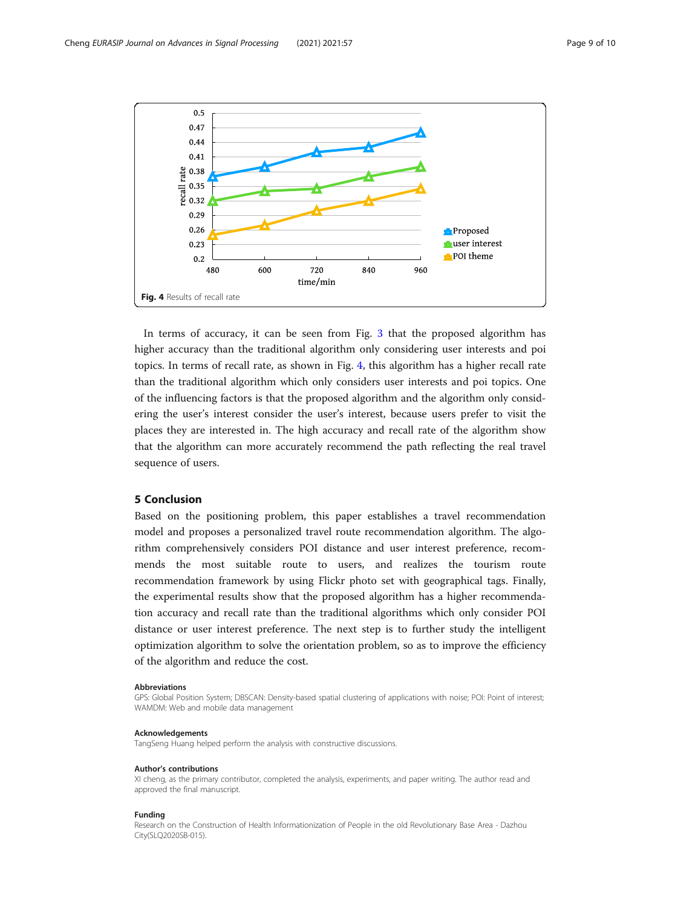Fig. 4 Results of recall rate

In terms of accuracy, it can be seen from Fig. 3 that the proposed algorithm has higher accuracy than the traditional algorithm only considering user interests and poi topics. In terms of recall rate, as shown in Fig. 4, this algorithm has a higher recall rate than the traditional algorithm which only considers user interests and poi topics. One of the influencing factors is that the proposed algorithm and the algorithm only considering the user's interest consider the user's interest, because users prefer to visit the places they are interested in. The high accuracy and recall rate of the algorithm show that the algorithm can more accurately recommend the path reflecting the real travel sequence of users.

## 5 Conclusion

Based on the positioning problem, this paper establishes a travel recommendation model and proposes a personalized travel route recommendation algorithm. The algorithm comprehensively considers POI distance and user interest preference, recommends the most suitable route to users, and realizes the tourism route recommendation framework by using Flickr photo set with geographical tags. Finally, the experimental results show that the proposed algorithm has a higher recommendation accuracy and recall rate than the traditional algorithms which only consider POI distance or user interest preference. The next step is to further study the intelligent optimization algorithm to solve the orientation problem, so as to improve the efficiency of the algorithm and reduce the cost.

### Abbreviations

GPS: Global Position System; DBSCAN: Density-based spatial clustering of applications with noise; POI: Point of interest; WAMDM: Web and mobile data management

### Acknowledgements

TangSeng Huang helped perform the analysis with constructive discussions.

### Author's contributions

XI cheng, as the primary contributor, completed the analysis, experiments, and paper writing. The author read and approved the final manuscript.

### Funding

Research on the Construction of Health Informationization of People in the old Revolutionary Base Area - Dazhou City(SLQ2020SB-015).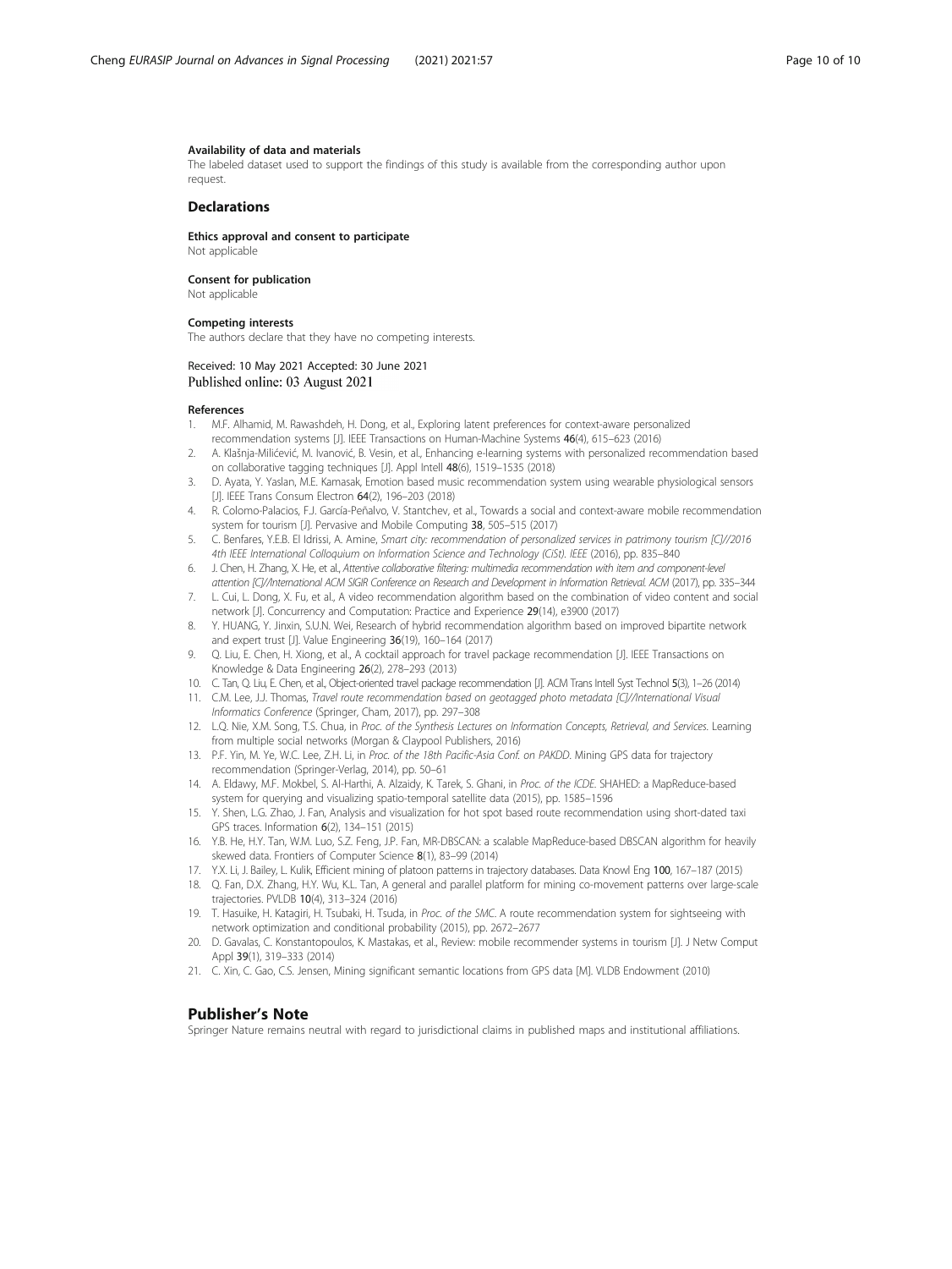#### Availability of data and materials

The labeled dataset used to support the findings of this study is available from the corresponding author upon request.

### Declarations

#### Ethics approval and consent to participate

Not applicable

#### Consent for publication

Not applicable

#### Competing interests

The authors declare that they have no competing interests.

Received: 10 May 2021 Accepted: 30 June 2021
Published online: 03 August 2021

#### References

1. M.F. Alhamid, M. Rawashdeh, H. Dong, et al., Exploring latent preferences for context-aware personalized recommendation systems [J]. IEEE Transactions on Human-Machine Systems **46**(4), 615–623 (2016)
2. A. Klašnja-Milićević, M. Ivanović, B. Vesin, et al., Enhancing e-learning systems with personalized recommendation based on collaborative tagging techniques [J]. Appl Intell **48**(6), 1519–1535 (2018)
3. D. Ayata, Y. Yaslan, M.E. Kamasak, Emotion based music recommendation system using wearable physiological sensors [J]. IEEE Trans Consum Electron **64**(2), 196–203 (2018)
4. R. Colomo-Palacios, F.J. García-Peñalvo, V. Stantchev, et al., Towards a social and context-aware mobile recommendation system for tourism [J]. Pervasive and Mobile Computing **38**, 505–515 (2017)
5. C. Benfares, Y.E.B. El Idrissi, A. Amine, *Smart city: recommendation of personalized services in patrimony tourism [C]//2016 4th IEEE International Colloquium on Information Science and Technology (CiSt). IEEE* (2016), pp. 835–840
6. J. Chen, H. Zhang, X. He, et al., *Attentive collaborative filtering: multimedia recommendation with item and component-level attention [C]//International ACM SIGIR Conference on Research and Development in Information Retrieval. ACM* (2017), pp. 335–344
7. L. Cui, L. Dong, X. Fu, et al., A video recommendation algorithm based on the combination of video content and social network [J]. Concurrency and Computation: Practice and Experience **29**(14), e3900 (2017)
8. Y. HUANG, Y. Jinxin, S.U.N. Wei, Research of hybrid recommendation algorithm based on improved bipartite network and expert trust [J]. Value Engineering **36**(19), 160–164 (2017)
9. Q. Liu, E. Chen, H. Xiong, et al., A cocktail approach for travel package recommendation [J]. IEEE Transactions on Knowledge & Data Engineering **26**(2), 278–293 (2013)
10. C. Tan, Q. Liu, E. Chen, et al., Object-oriented travel package recommendation [J]. ACM Trans Intell Syst Technol **5**(3), 1–26 (2014)
11. C.M. Lee, J.J. Thomas, *Travel route recommendation based on geotagged photo metadata [C]//International Visual Informatics Conference* (Springer, Cham, 2017), pp. 297–308
12. L.Q. Nie, X.M. Song, T.S. Chua, in *Proc. of the Synthesis Lectures on Information Concepts, Retrieval, and Services*. Learning from multiple social networks (Morgan & Claypool Publishers, 2016)
13. P.F. Yin, M. Ye, W.C. Lee, Z.H. Li, in *Proc. of the 18th Pacific-Asia Conf. on PAKDD*. Mining GPS data for trajectory recommendation (Springer-Verlag, 2014), pp. 50–61
14. A. Eldawy, M.F. Mokbel, S. Al-Harthi, A. Alzaidy, K. Tarek, S. Ghani, in *Proc. of the ICDE*. SHAHED: a MapReduce-based system for querying and visualizing spatio-temporal satellite data (2015), pp. 1585–1596
15. Y. Shen, L.G. Zhao, J. Fan, Analysis and visualization for hot spot based route recommendation using short-dated taxi GPS traces. Information **6**(2), 134–151 (2015)
16. Y.B. He, H.Y. Tan, W.M. Luo, S.Z. Feng, J.P. Fan, MR-DBSCAN: a scalable MapReduce-based DBSCAN algorithm for heavily skewed data. Frontiers of Computer Science **8**(1), 83–99 (2014)
17. Y.X. Li, J. Bailey, L. Kulik, Efficient mining of platoon patterns in trajectory databases. Data Knowl Eng **100**, 167–187 (2015)
18. Q. Fan, D.X. Zhang, H.Y. Wu, K.L. Tan, A general and parallel platform for mining co-movement patterns over large-scale trajectories. PVLDB **10**(4), 313–324 (2016)
19. T. Hasuike, H. Katagiri, H. Tsubaki, H. Tsuda, in *Proc. of the SMC*. A route recommendation system for sightseeing with network optimization and conditional probability (2015), pp. 2672–2677
20. D. Gavalas, C. Konstantopoulos, K. Mastakas, et al., Review: mobile recommender systems in tourism [J]. J Netw Comput Appl **39**(1), 319–333 (2014)
21. C. Xin, C. Gao, C.S. Jensen, Mining significant semantic locations from GPS data [M]. VLDB Endowment (2010)

## Publisher's Note

Springer Nature remains neutral with regard to jurisdictional claims in published maps and institutional affiliations.